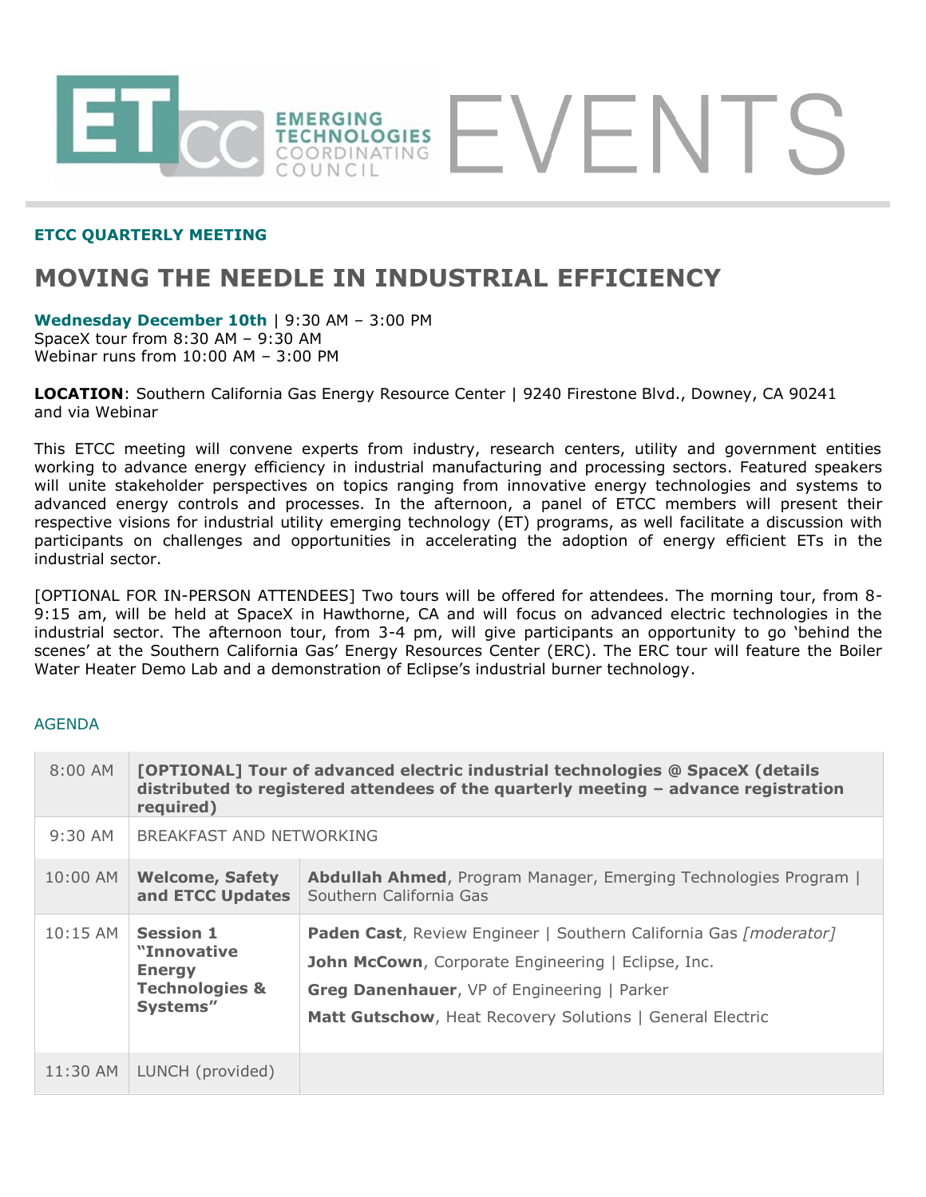# ETCC EMERGING TECHNOLOGIES COORDINATING COUNCIL EVENTS

**ETCC QUARTERLY MEETING**

## MOVING THE NEEDLE IN INDUSTRIAL EFFICIENCY

**Wednesday December 10th** | 9:30 AM – 3:00 PM
SpaceX tour from 8:30 AM – 9:30 AM
Webinar runs from 10:00 AM – 3:00 PM

**LOCATION**: Southern California Gas Energy Resource Center | 9240 Firestone Blvd., Downey, CA 90241 and via Webinar

This ETCC meeting will convene experts from industry, research centers, utility and government entities working to advance energy efficiency in industrial manufacturing and processing sectors. Featured speakers will unite stakeholder perspectives on topics ranging from innovative energy technologies and systems to advanced energy controls and processes. In the afternoon, a panel of ETCC members will present their respective visions for industrial utility emerging technology (ET) programs, as well facilitate a discussion with participants on challenges and opportunities in accelerating the adoption of energy efficient ETs in the industrial sector.

[OPTIONAL FOR IN-PERSON ATTENDEES] Two tours will be offered for attendees. The morning tour, from 8-9:15 am, will be held at SpaceX in Hawthorne, CA and will focus on advanced electric technologies in the industrial sector. The afternoon tour, from 3-4 pm, will give participants an opportunity to go 'behind the scenes' at the Southern California Gas' Energy Resources Center (ERC). The ERC tour will feature the Boiler Water Heater Demo Lab and a demonstration of Eclipse's industrial burner technology.

AGENDA

| | | |
|---|---|---|
| 8:00 AM | **[OPTIONAL] Tour of advanced electric industrial technologies @ SpaceX (details distributed to registered attendees of the quarterly meeting – advance registration required)** | |
| 9:30 AM | BREAKFAST AND NETWORKING | |
| 10:00 AM | **Welcome, Safety and ETCC Updates** | **Abdullah Ahmed**, Program Manager, Emerging Technologies Program \| Southern California Gas |
| 10:15 AM | **Session 1 "Innovative Energy Technologies & Systems"** | **Paden Cast**, Review Engineer \| Southern California Gas *[moderator]*<br>**John McCown**, Corporate Engineering \| Eclipse, Inc.<br>**Greg Danenhauer**, VP of Engineering \| Parker<br>**Matt Gutschow**, Heat Recovery Solutions \| General Electric |
| 11:30 AM | LUNCH (provided) | |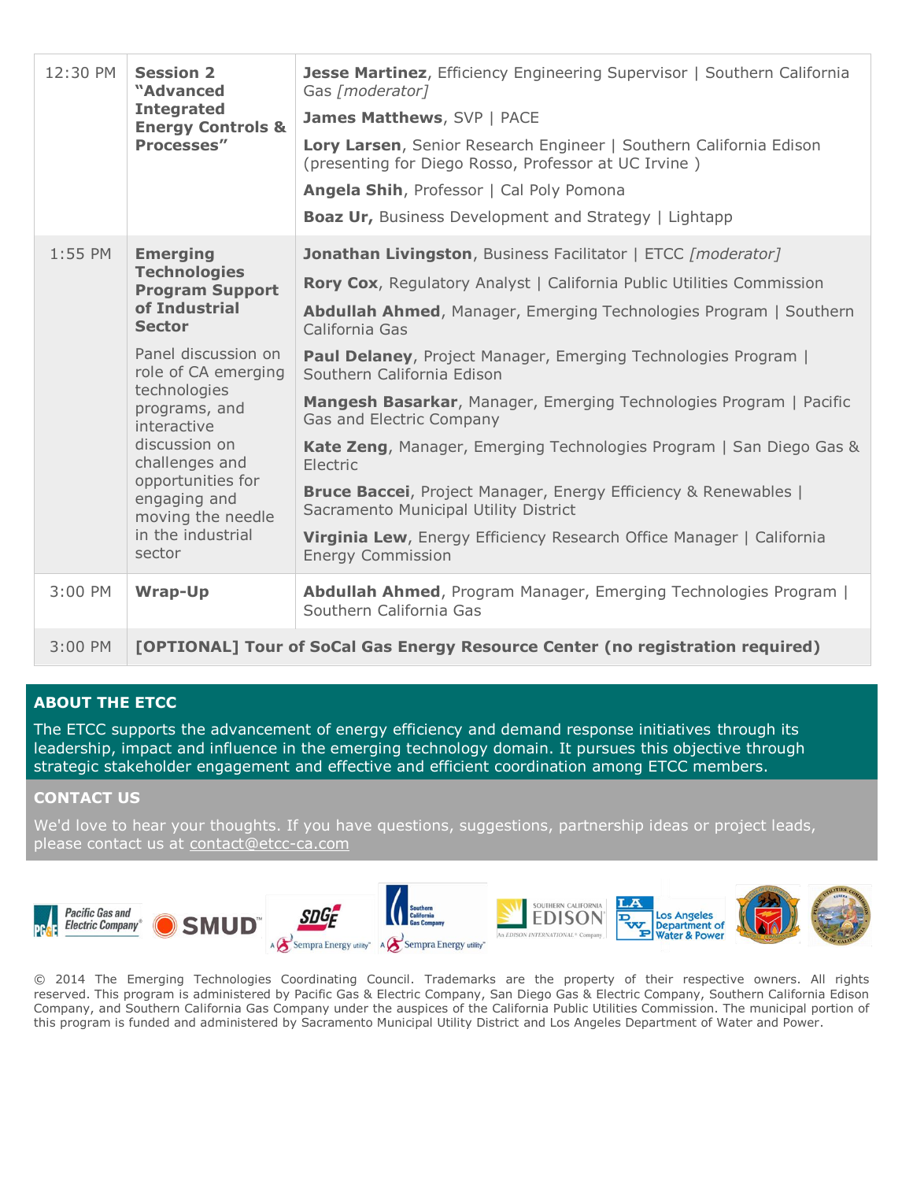| | | |
|---|---|---|
| 12:30 PM | **Session 2 "Advanced Integrated Energy Controls & Processes"** | **Jesse Martinez**, Efficiency Engineering Supervisor \| Southern California Gas *[moderator]*<br>**James Matthews**, SVP \| PACE<br>**Lory Larsen**, Senior Research Engineer \| Southern California Edison (presenting for Diego Rosso, Professor at UC Irvine )<br>**Angela Shih**, Professor \| Cal Poly Pomona<br>**Boaz Ur,** Business Development and Strategy \| Lightapp |
| 1:55 PM | **Emerging Technologies Program Support of Industrial Sector**<br>Panel discussion on role of CA emerging technologies programs, and interactive discussion on challenges and opportunities for engaging and moving the needle in the industrial sector | **Jonathan Livingston**, Business Facilitator \| ETCC *[moderator]*<br>**Rory Cox**, Regulatory Analyst \| California Public Utilities Commission<br>**Abdullah Ahmed**, Manager, Emerging Technologies Program \| Southern California Gas<br>**Paul Delaney**, Project Manager, Emerging Technologies Program \| Southern California Edison<br>**Mangesh Basarkar**, Manager, Emerging Technologies Program \| Pacific Gas and Electric Company<br>**Kate Zeng**, Manager, Emerging Technologies Program \| San Diego Gas & Electric<br>**Bruce Baccei**, Project Manager, Energy Efficiency & Renewables \| Sacramento Municipal Utility District<br>**Virginia Lew**, Energy Efficiency Research Office Manager \| California Energy Commission |
| 3:00 PM | **Wrap-Up** | **Abdullah Ahmed**, Program Manager, Emerging Technologies Program \| Southern California Gas |
| 3:00 PM | **[OPTIONAL] Tour of SoCal Gas Energy Resource Center (no registration required)** | |

## ABOUT THE ETCC

The ETCC supports the advancement of energy efficiency and demand response initiatives through its leadership, impact and influence in the emerging technology domain. It pursues this objective through strategic stakeholder engagement and effective and efficient coordination among ETCC members.

## CONTACT US

We'd love to hear your thoughts. If you have questions, suggestions, partnership ideas or project leads, please contact us at contact@etcc-ca.com

Pacific Gas and Electric Company | SMUD | SDG&E A Sempra Energy utility | Southern California Gas Company A Sempra Energy utility | Southern California Edison An Edison International Company | LADWP Los Angeles Department of Water & Power

© 2014 The Emerging Technologies Coordinating Council. Trademarks are the property of their respective owners. All rights reserved. This program is administered by Pacific Gas & Electric Company, San Diego Gas & Electric Company, Southern California Edison Company, and Southern California Gas Company under the auspices of the California Public Utilities Commission. The municipal portion of this program is funded and administered by Sacramento Municipal Utility District and Los Angeles Department of Water and Power.